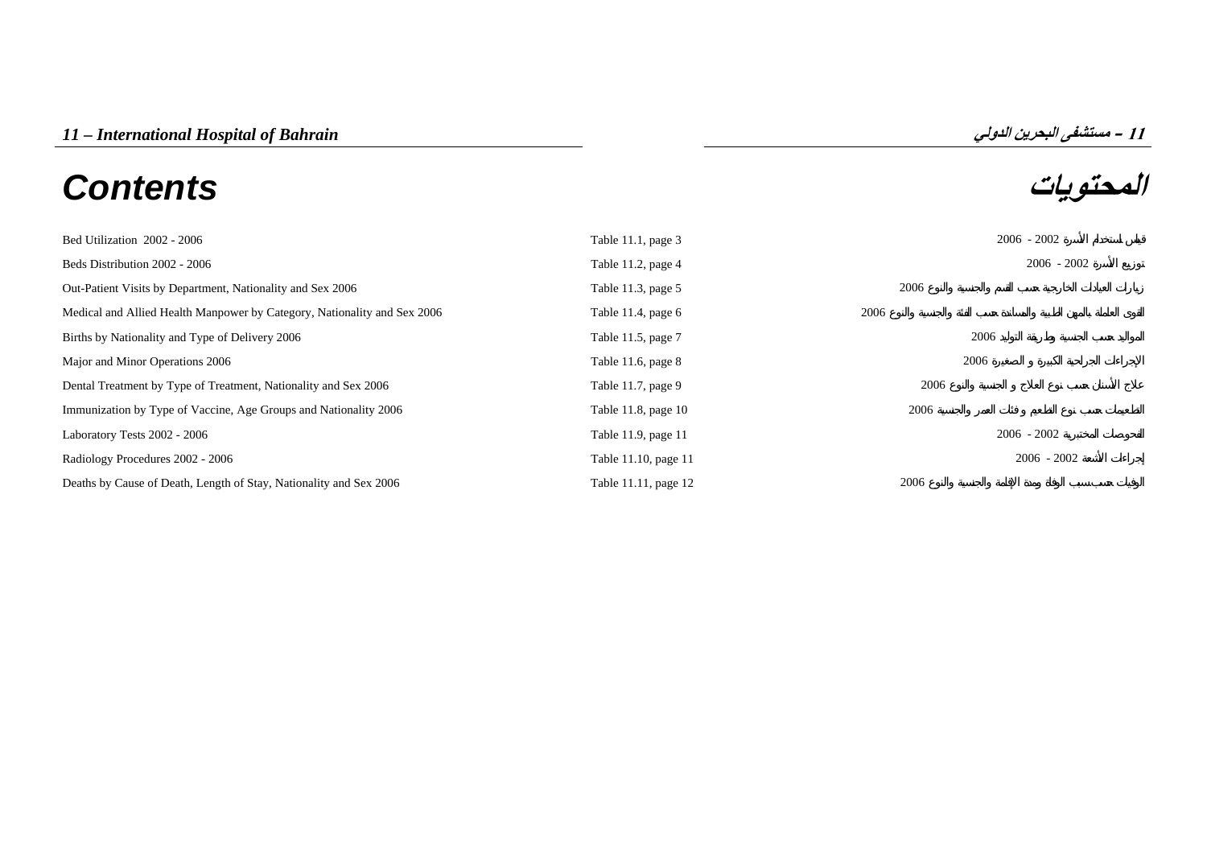# 11 – International Hospital of Bahrain

# 11 – مستشفى البحرين الدولي

## Contents

## المحتويات

| | | |
|---|---|---|
| Bed Utilization 2002 - 2006 | Table 11.1, page 3 | قياس استخدام الأسرة 2002 - 2006 |
| Beds Distribution 2002 - 2006 | Table 11.2, page 4 | توزيع الأسرة 2002 - 2006 |
| Out-Patient Visits by Department, Nationality and Sex 2006 | Table 11.3, page 5 | زيارات العيادات الخارجية حسب القسم والجنسية والنوع 2006 |
| Medical and Allied Health Manpower by Category, Nationality and Sex 2006 | Table 11.4, page 6 | القوى العاملة بالمهن الطبية والمساندة حسب الفئة والجنسية والنوع 2006 |
| Births by Nationality and Type of Delivery 2006 | Table 11.5, page 7 | المواليد حسب الجنسية وطريقة التوليد 2006 |
| Major and Minor Operations 2006 | Table 11.6, page 8 | الإجراءات الجراحية الكبيرة و الصغيرة 2006 |
| Dental Treatment by Type of Treatment, Nationality and Sex 2006 | Table 11.7, page 9 | علاج الأسنان حسب نوع العلاج و الجنسية والنوع 2006 |
| Immunization by Type of Vaccine, Age Groups and Nationality 2006 | Table 11.8, page 10 | التطعيمات حسب نوع التطعيم و فئات العمر والجنسية 2006 |
| Laboratory Tests 2002 - 2006 | Table 11.9, page 11 | الفحوصات المختبرية 2002 - 2006 |
| Radiology Procedures 2002 - 2006 | Table 11.10, page 11 | إجراءات الأشعة 2002 - 2006 |
| Deaths by Cause of Death, Length of Stay, Nationality and Sex 2006 | Table 11.11, page 12 | الوفيات حسب سبب الوفاة ومدة الإقامة والجنسية والنوع 2006 |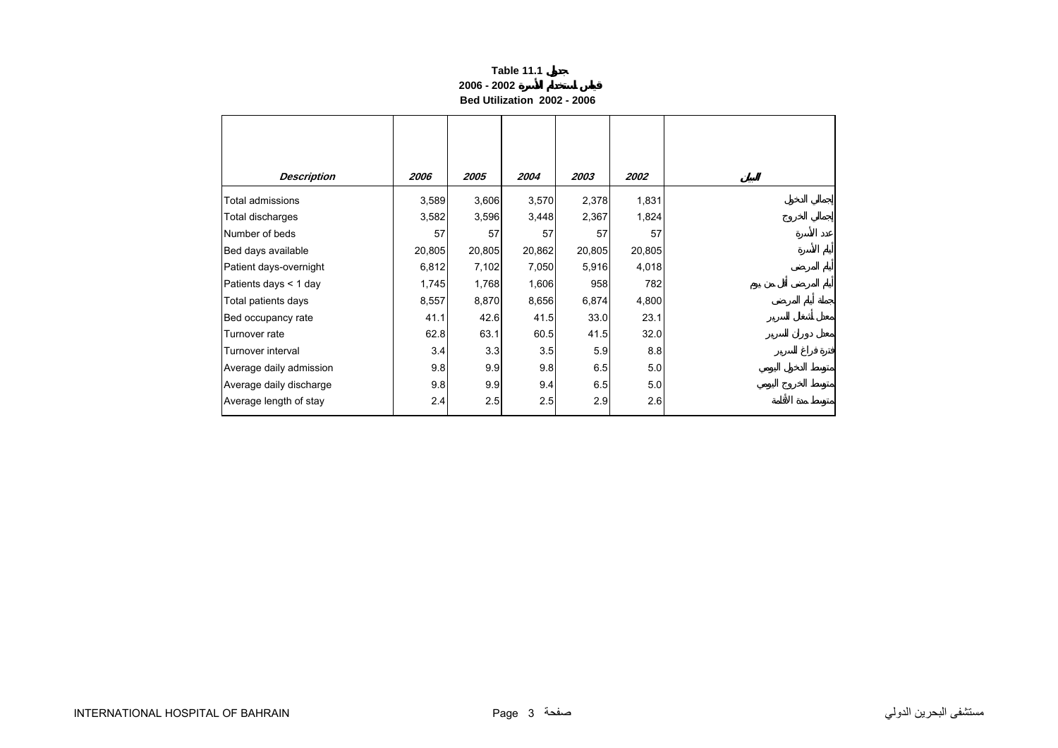**Table 11.1 جدول**

**2006 - 2002 قياس استخدام الأسرة**

**Bed Utilization 2002 - 2006**

| *Description* | *2006* | *2005* | *2004* | *2003* | *2002* | البيان |
|---|---|---|---|---|---|---|
| Total admissions | 3,589 | 3,606 | 3,570 | 2,378 | 1,831 | إجمالي الدخول |
| Total discharges | 3,582 | 3,596 | 3,448 | 2,367 | 1,824 | إجمالي الخروج |
| Number of beds | 57 | 57 | 57 | 57 | 57 | عدد الأسرة |
| Bed days available | 20,805 | 20,805 | 20,862 | 20,805 | 20,805 | أيام الأسرة |
| Patient days-overnight | 6,812 | 7,102 | 7,050 | 5,916 | 4,018 | أيام المرضى |
| Patients days < 1 day | 1,745 | 1,768 | 1,606 | 958 | 782 | أيام المرضى أقل من يوم |
| Total patients days | 8,557 | 8,870 | 8,656 | 6,874 | 4,800 | جملة أيام المرضى |
| Bed occupancy rate | 41.1 | 42.6 | 41.5 | 33.0 | 23.1 | معدل أشغال السرير |
| Turnover rate | 62.8 | 63.1 | 60.5 | 41.5 | 32.0 | معدل دوران السرير |
| Turnover interval | 3.4 | 3.3 | 3.5 | 5.9 | 8.8 | فترة فراغ السرير |
| Average daily admission | 9.8 | 9.9 | 9.8 | 6.5 | 5.0 | متوسط الدخول اليومي |
| Average daily discharge | 9.8 | 9.9 | 9.4 | 6.5 | 5.0 | متوسط الخروج اليومي |
| Average length of stay | 2.4 | 2.5 | 2.5 | 2.9 | 2.6 | متوسط مدة الأقامة |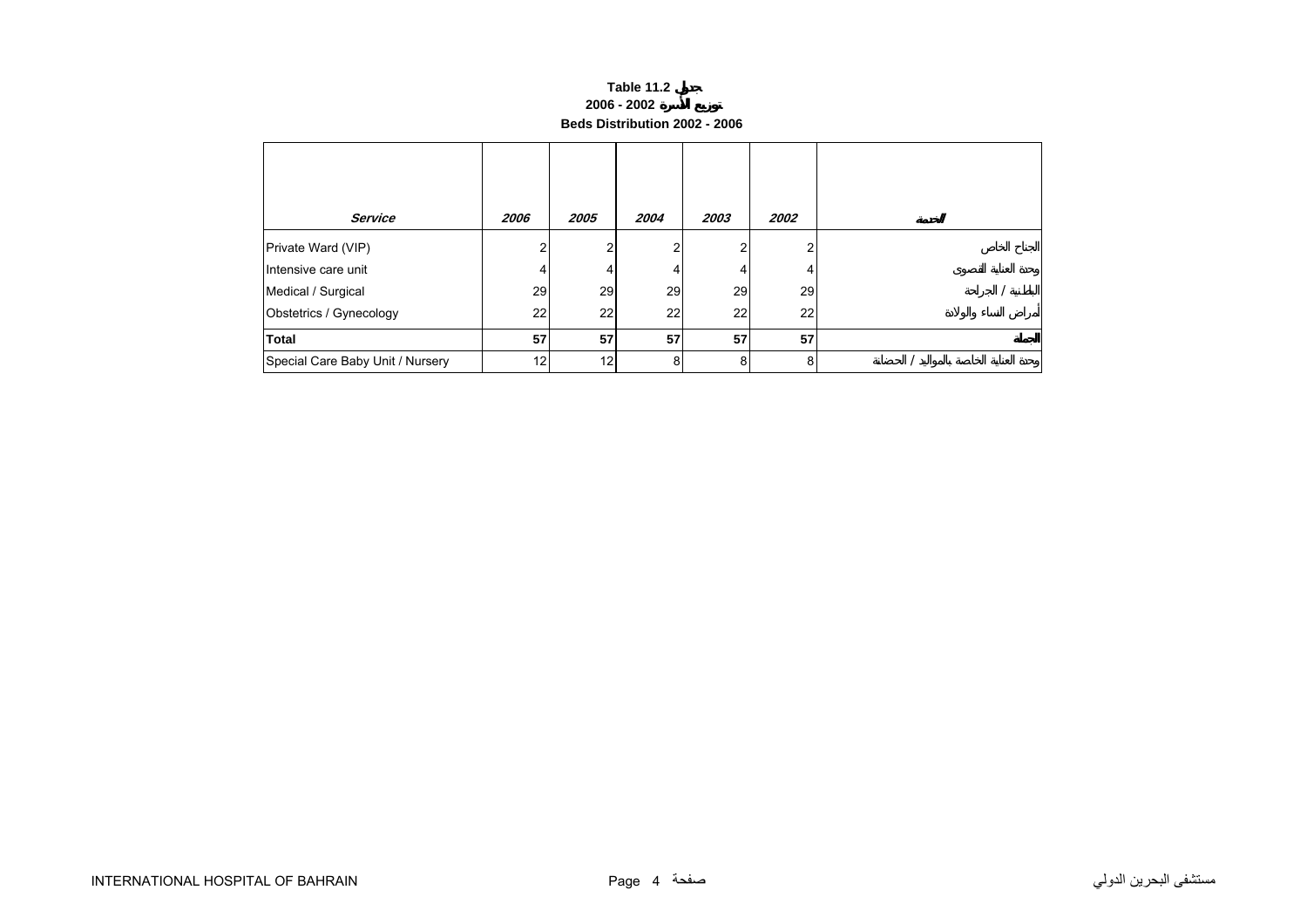**Table 11.2 جدول**

**2006 - 2002 توزيع الأسرة**

**Beds Distribution 2002 - 2006**

| *Service* | *2006* | *2005* | *2004* | *2003* | *2002* | الخدمة |
|---|---|---|---|---|---|---|
| Private Ward (VIP) | 2 | 2 | 2 | 2 | 2 | الجناح الخاص |
| Intensive care unit | 4 | 4 | 4 | 4 | 4 | وحدة العناية القصوى |
| Medical / Surgical | 29 | 29 | 29 | 29 | 29 | الباطنية / الجراحة |
| Obstetrics / Gynecology | 22 | 22 | 22 | 22 | 22 | أمراض النساء والولادة |
| **Total** | **57** | **57** | **57** | **57** | **57** | **الجملة** |
| Special Care Baby Unit / Nursery | 12 | 12 | 8 | 8 | 8 | وحدة العناية الخاصة بالمواليد / الحضانة |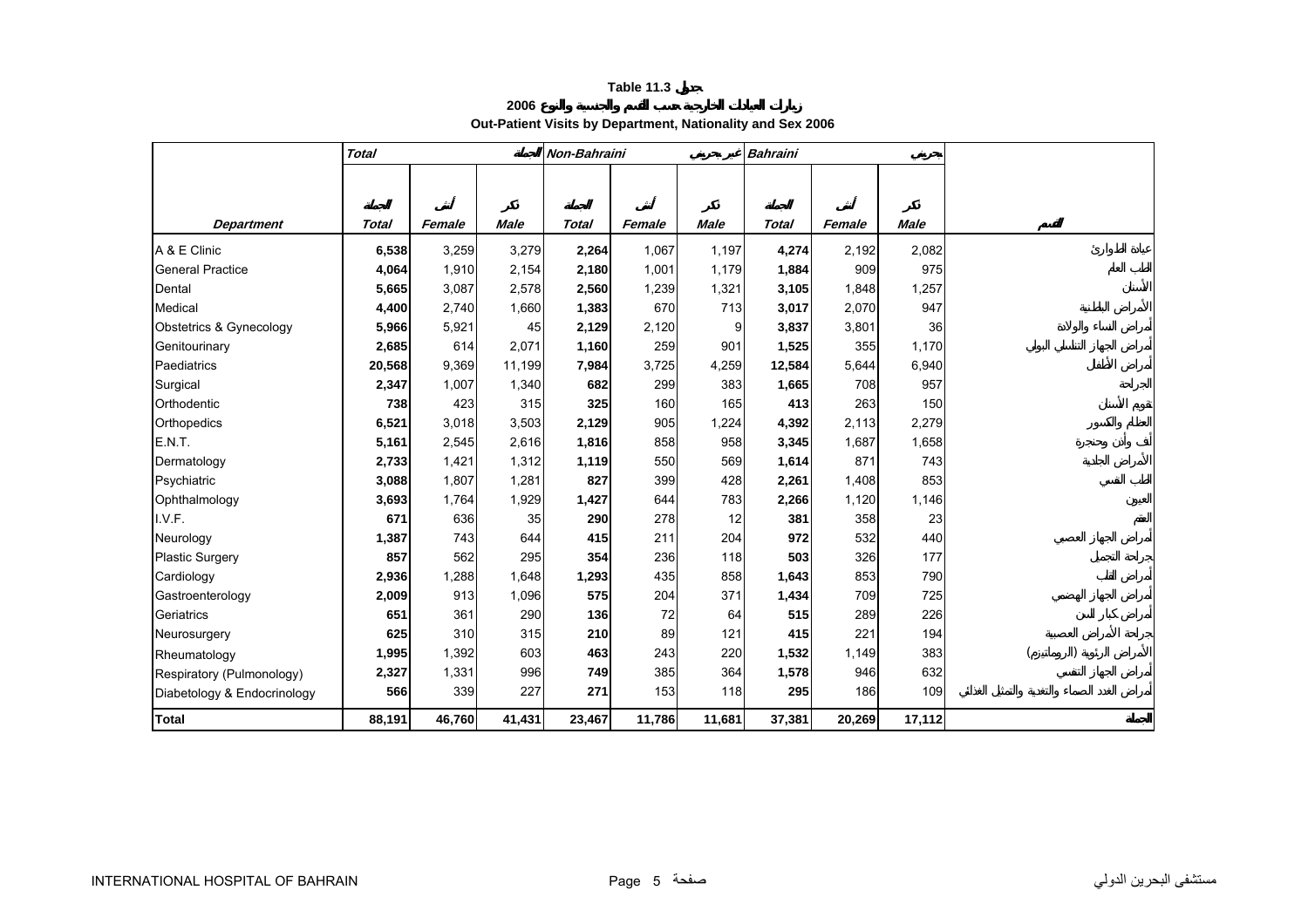**Table 11.3 جدول**

**زيارات العيادات الخارجية حسب القسم والجنسية والنوع 2006**

**Out-Patient Visits by Department, Nationality and Sex 2006**

| | Total | | الجملة | Non-Bahraini | | غير بحريني | Bahraini | | بحريني | |
|---|---|---|---|---|---|---|---|---|---|---|
| | الجملة | أنثى | ذكر | الجملة | أنثى | ذكر | الجملة | أنثى | ذكر | |
| ***Department*** | ***Total*** | ***Female*** | ***Male*** | ***Total*** | ***Female*** | ***Male*** | ***Total*** | ***Female*** | ***Male*** | **القسم** |
| A & E Clinic | **6,538** | 3,259 | 3,279 | **2,264** | 1,067 | 1,197 | **4,274** | 2,192 | 2,082 | عيادة الطوارئ |
| General Practice | **4,064** | 1,910 | 2,154 | **2,180** | 1,001 | 1,179 | **1,884** | 909 | 975 | الطب العام |
| Dental | **5,665** | 3,087 | 2,578 | **2,560** | 1,239 | 1,321 | **3,105** | 1,848 | 1,257 | الأسنان |
| Medical | **4,400** | 2,740 | 1,660 | **1,383** | 670 | 713 | **3,017** | 2,070 | 947 | الأمراض الباطنية |
| Obstetrics & Gynecology | **5,966** | 5,921 | 45 | **2,129** | 2,120 | 9 | **3,837** | 3,801 | 36 | أمراض النساء والولادة |
| Genitourinary | **2,685** | 614 | 2,071 | **1,160** | 259 | 901 | **1,525** | 355 | 1,170 | أمراض الجهاز التناسلي والبولي |
| Paediatrics | **20,568** | 9,369 | 11,199 | **7,984** | 3,725 | 4,259 | **12,584** | 5,644 | 6,940 | أمراض الأطفال |
| Surgical | **2,347** | 1,007 | 1,340 | **682** | 299 | 383 | **1,665** | 708 | 957 | الجراحة |
| Orthodentic | **738** | 423 | 315 | **325** | 160 | 165 | **413** | 263 | 150 | تقويم الأسنان |
| Orthopedics | **6,521** | 3,018 | 3,503 | **2,129** | 905 | 1,224 | **4,392** | 2,113 | 2,279 | العظام والكسور |
| E.N.T. | **5,161** | 2,545 | 2,616 | **1,816** | 858 | 958 | **3,345** | 1,687 | 1,658 | أنف وأذن وحنجرة |
| Dermatology | **2,733** | 1,421 | 1,312 | **1,119** | 550 | 569 | **1,614** | 871 | 743 | الأمراض الجلدية |
| Psychiatric | **3,088** | 1,807 | 1,281 | **827** | 399 | 428 | **2,261** | 1,408 | 853 | الطب النفسي |
| Ophthalmology | **3,693** | 1,764 | 1,929 | **1,427** | 644 | 783 | **2,266** | 1,120 | 1,146 | العيون |
| I.V.F. | **671** | 636 | 35 | **290** | 278 | 12 | **381** | 358 | 23 | العقم |
| Neurology | **1,387** | 743 | 644 | **415** | 211 | 204 | **972** | 532 | 440 | أمراض الجهاز العصبي |
| Plastic Surgery | **857** | 562 | 295 | **354** | 236 | 118 | **503** | 326 | 177 | جراحة التجميل |
| Cardiology | **2,936** | 1,288 | 1,648 | **1,293** | 435 | 858 | **1,643** | 853 | 790 | أمراض القلب |
| Gastroenterology | **2,009** | 913 | 1,096 | **575** | 204 | 371 | **1,434** | 709 | 725 | أمراض الجهاز الهضمي |
| Geriatrics | **651** | 361 | 290 | **136** | 72 | 64 | **515** | 289 | 226 | أمراض كبار السن |
| Neurosurgery | **625** | 310 | 315 | **210** | 89 | 121 | **415** | 221 | 194 | جراحة الأمراض العصبية |
| Rheumatology | **1,995** | 1,392 | 603 | **463** | 243 | 220 | **1,532** | 1,149 | 383 | الأمراض الرثوية (الروماتيزم) |
| Respiratory (Pulmonology) | **2,327** | 1,331 | 996 | **749** | 385 | 364 | **1,578** | 946 | 632 | أمراض الجهاز التنفسي |
| Diabetology & Endocrinology | **566** | 339 | 227 | **271** | 153 | 118 | **295** | 186 | 109 | أمراض الغدد الصماء والتغذية والتمثيل الغذائي |
| **Total** | **88,191** | **46,760** | **41,431** | **23,467** | **11,786** | **11,681** | **37,381** | **20,269** | **17,112** | **الجملة** |

INTERNATIONAL HOSPITAL OF BAHRAIN مستشفى البحرين الدولي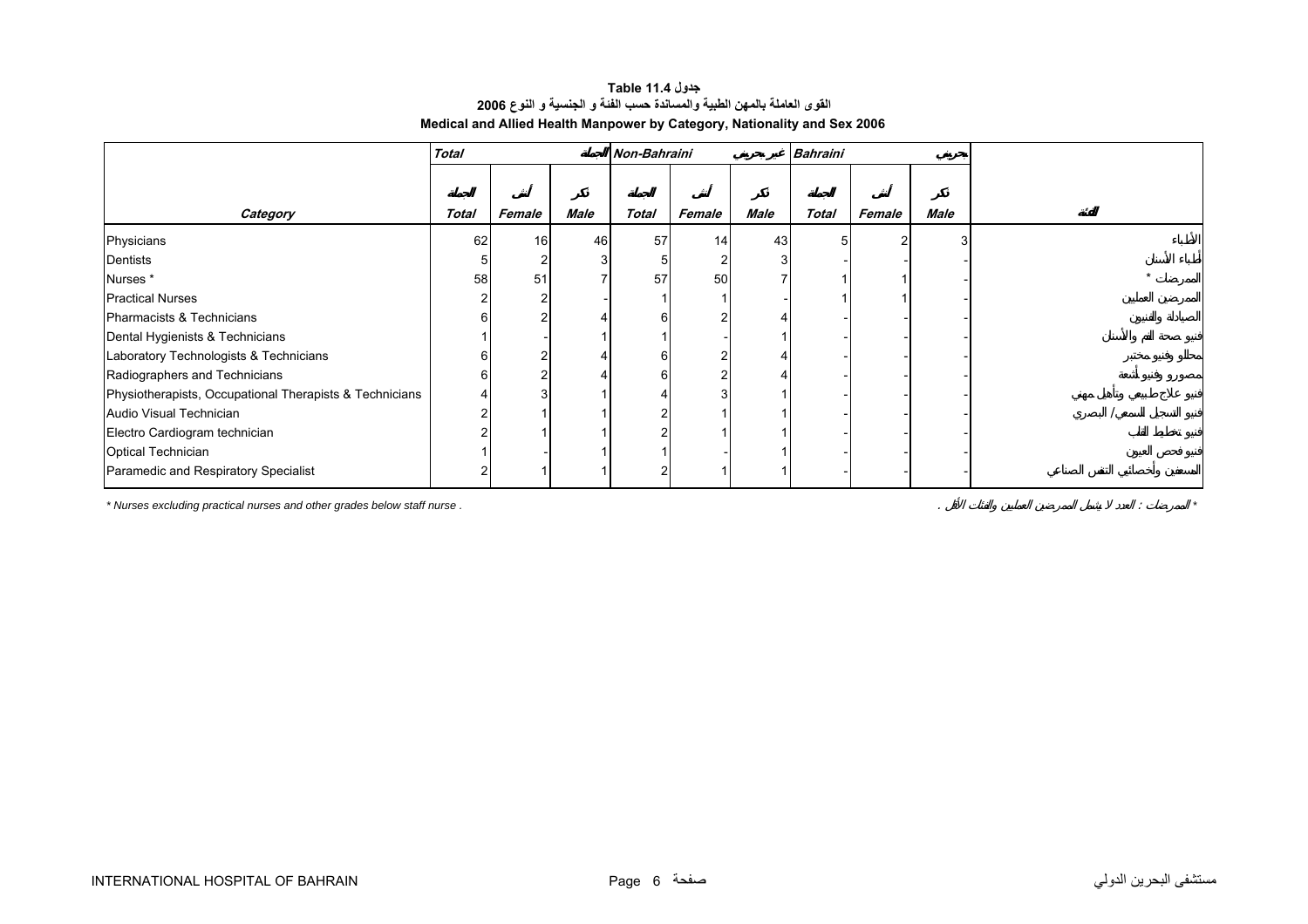**Table 11.4 جدول**

**القوى العاملة بالمهن الطبية والمساندة حسب الفئة و الجنسية و النوع 2006**

**Medical and Allied Health Manpower by Category, Nationality and Sex 2006**

| | *Total* | | الجملة | *Non-Bahraini* | | غير بحريني | *Bahraini* | | بحريني | |
|---|---|---|---|---|---|---|---|---|---|---|
| | الجملة | أنثى | ذكر | الجملة | أنثى | ذكر | الجملة | أنثى | ذكر | |
| ***Category*** | ***Total*** | ***Female*** | ***Male*** | ***Total*** | ***Female*** | ***Male*** | ***Total*** | ***Female*** | ***Male*** | **الفئة** |
| Physicians | 62 | 16 | 46 | 57 | 14 | 43 | 5 | 2 | 3 | الأطباء |
| Dentists | 5 | 2 | 3 | 5 | 2 | 3 | - | - | - | أطباء الأسنان |
| Nurses * | 58 | 51 | 7 | 57 | 50 | 7 | 1 | 1 | - | الممرضات * |
| Practical Nurses | 2 | 2 | - | 1 | 1 | - | 1 | 1 | - | الممرضين العمليين |
| Pharmacists & Technicians | 6 | 2 | 4 | 6 | 2 | 4 | - | - | - | الصيادلة والفنيين |
| Dental Hygienists & Technicians | 1 | - | 1 | 1 | - | 1 | - | - | - | فنيو صحة الفم والأسنان |
| Laboratory Technologists & Technicians | 6 | 2 | 4 | 6 | 2 | 4 | - | - | - | محللو وفنيو مختبر |
| Radiographers and Technicians | 6 | 2 | 4 | 6 | 2 | 4 | - | - | - | مصورو وفنيو أشعة |
| Physiotherapists, Occupational Therapists & Technicians | 4 | 3 | 1 | 4 | 3 | 1 | - | - | - | فنيو علاج طبيعي وتأهيل مهني |
| Audio Visual Technician | 2 | 1 | 1 | 2 | 1 | 1 | - | - | - | فنيو التسجيل السمعي / البصري |
| Electro Cardiogram technician | 2 | 1 | 1 | 2 | 1 | 1 | - | - | - | فنيو تخطيط القلب |
| Optical Technician | 1 | - | 1 | 1 | - | 1 | - | - | - | فنيو فحص العيون |
| Paramedic and Respiratory Specialist | 2 | 1 | 1 | 2 | 1 | 1 | - | - | - | المسعفين وأخصائيي التنفس الصناعي |

*\* Nurses excluding practical nurses and other grades below staff nurse .*

\* الممرضات : العدد لا يشمل الممرضين العمليين والفئات الأقل .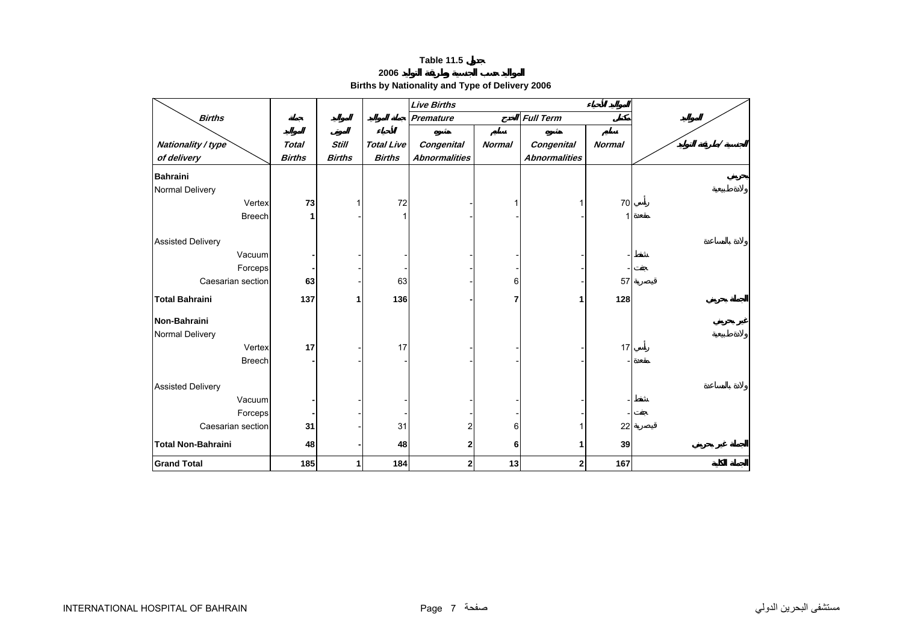**Table 11.5 جدول**

**2006 المواليد حسب الجنسية وطريقة التوليد**

**Births by Nationality and Type of Delivery 2006**

| Births / Nationality / type of delivery | Total Births جملة المواليد | Still Births المواليد الموتى | Total Live Births جملة المواليد الأحياء | Live Births المواليد الأحياء | | | | |
|---|---|---|---|---|---|---|---|---|
| | | | | Premature الخدج | | Full Term مكتمل | | |
| | | | | Congenital Abnormalities مشوهة | Normal سليم | Congenital Abnormalities مشوهة | Normal سليم | الجنسية / طريقة التوليد |
| **Bahraini** | | | | | | | | بحريني |
| Normal Delivery | | | | | | | | ولادة طبيعية |
| Vertex | **73** | 1 | 72 | - | 1 | 1 | 70 | رأسي |
| Breech | **1** | - | 1 | - | - | - | 1 | مقعدة |
| Assisted Delivery | | | | | | | | ولادة بالمساعدة |
| Vacuum | **-** | - | - | - | - | - | - | شفط |
| Forceps | **-** | - | - | - | - | - | - | جفت |
| Caesarian section | **63** | - | 63 | - | 6 | - | 57 | قيصرية |
| **Total Bahraini** | **137** | **1** | **136** | **-** | **7** | **1** | **128** | الجملة بحريني |
| **Non-Bahraini** | | | | | | | | غير بحريني |
| Normal Delivery | | | | | | | | ولادة طبيعية |
| Vertex | **17** | - | 17 | - | - | - | 17 | رأسي |
| Breech | **-** | - | - | - | - | - | - | مقعدة |
| Assisted Delivery | | | | | | | | ولادة بالمساعدة |
| Vacuum | **-** | - | - | - | - | - | - | شفط |
| Forceps | **-** | - | - | - | - | - | - | جفت |
| Caesarian section | **31** | - | 31 | 2 | 6 | 1 | 22 | قيصرية |
| **Total Non-Bahraini** | **48** | **-** | **48** | **2** | **6** | **1** | **39** | الجملة غير بحريني |
| **Grand Total** | **185** | **1** | **184** | **2** | **13** | **2** | **167** | الجملة الكلية |

INTERNATIONAL HOSPITAL OF BAHRAIN — مستشفى البحرين الدولي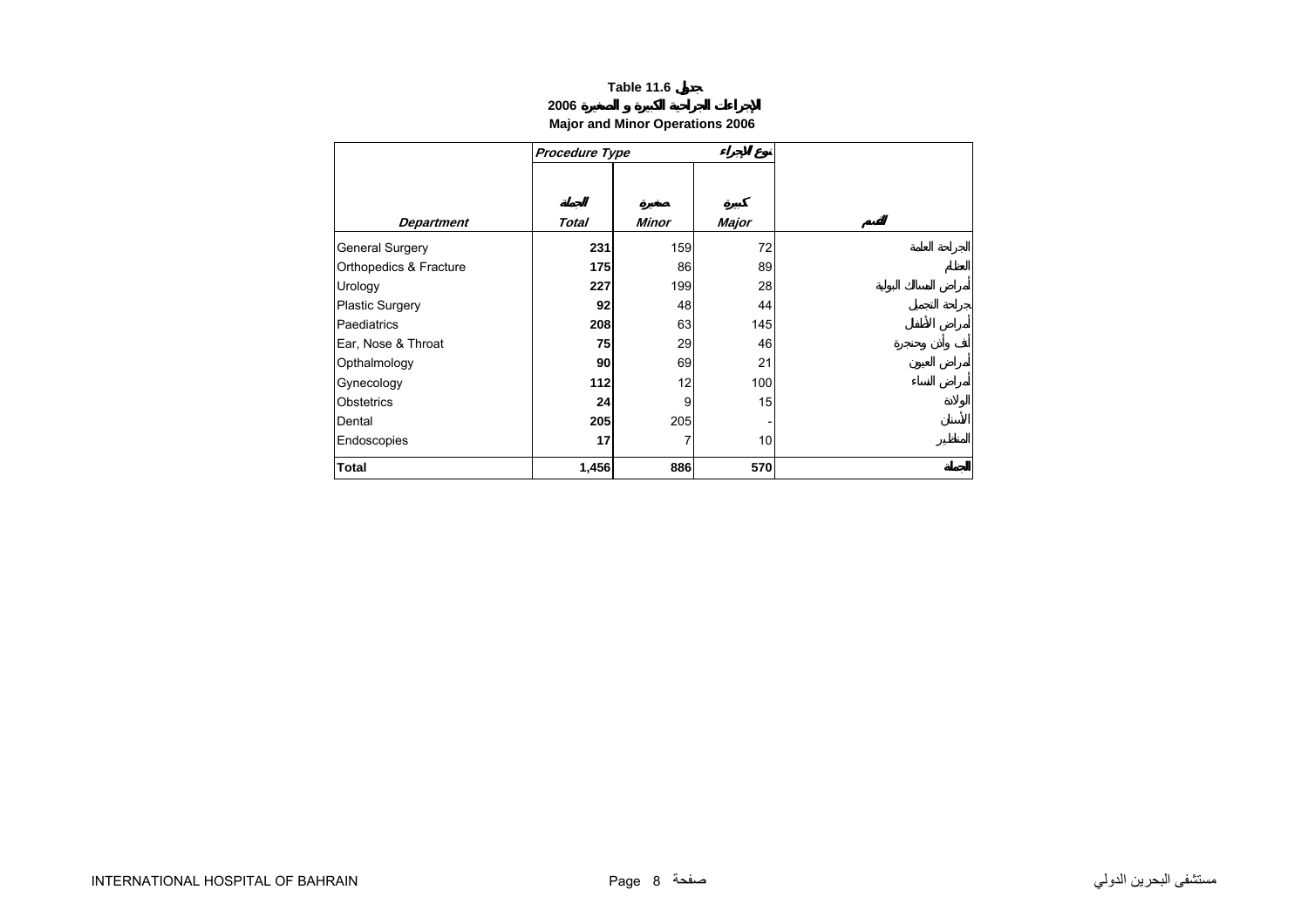# Table 11.6 جدول

## الإجراءات الجراحية الكبيرة و الصغيرة 2006

## Major and Minor Operations 2006

| | *Procedure Type* | | نوع الإجراء | |
|---|---|---|---|---|
| ***Department*** | ***Total*** الجملة | ***Minor*** صغيرة | ***Major*** كبيرة | القسم |
| General Surgery | **231** | 159 | 72 | الجراحة العامة |
| Orthopedics & Fracture | **175** | 86 | 89 | العظام |
| Urology | **227** | 199 | 28 | أمراض المسالك البولية |
| Plastic Surgery | **92** | 48 | 44 | جراحة التجميل |
| Paediatrics | **208** | 63 | 145 | أمراض الأطفال |
| Ear, Nose & Throat | **75** | 29 | 46 | أنف وأذن وحنجرة |
| Opthalmology | **90** | 69 | 21 | أمراض العيون |
| Gynecology | **112** | 12 | 100 | أمراض النساء |
| Obstetrics | **24** | 9 | 15 | الولادة |
| Dental | **205** | 205 | - | الأسنان |
| Endoscopies | **17** | 7 | 10 | المناظير |
| **Total** | **1,456** | **886** | **570** | **الجملة** |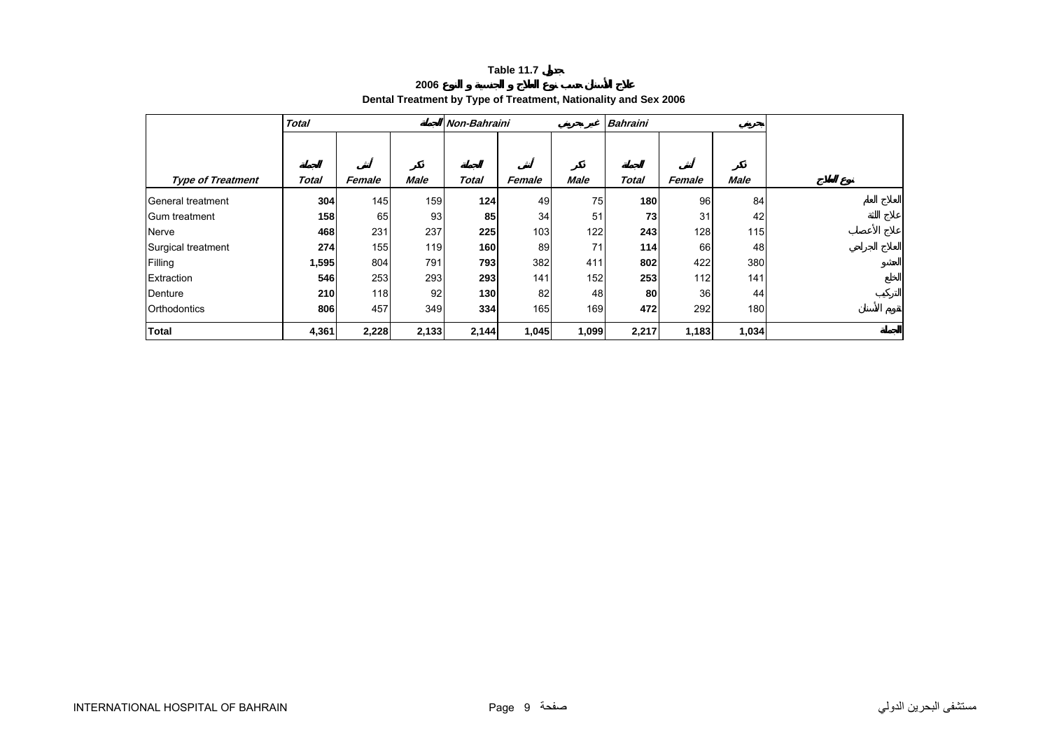**Table 11.7 جدول**

**علاج الأسنان حسب نوع العلاج و الجنسية و النوع 2006**

**Dental Treatment by Type of Treatment, Nationality and Sex 2006**

| | *Total* | | الجملة | *Non-Bahraini* | | غير بحريني | *Bahraini* | | بحريني | |
|---|---|---|---|---|---|---|---|---|---|---|
| | الجملة | أنثى | ذكر | الجملة | أنثى | ذكر | الجملة | أنثى | ذكر | |
| ***Type of Treatment*** | ***Total*** | ***Female*** | ***Male*** | ***Total*** | ***Female*** | ***Male*** | ***Total*** | ***Female*** | ***Male*** | نوع العلاج |
| General treatment | **304** | 145 | 159 | **124** | 49 | 75 | **180** | 96 | 84 | العلاج العام |
| Gum treatment | **158** | 65 | 93 | **85** | 34 | 51 | **73** | 31 | 42 | علاج اللثة |
| Nerve | **468** | 231 | 237 | **225** | 103 | 122 | **243** | 128 | 115 | علاج الأعصاب |
| Surgical treatment | **274** | 155 | 119 | **160** | 89 | 71 | **114** | 66 | 48 | العلاج الجراحي |
| Filling | **1,595** | 804 | 791 | **793** | 382 | 411 | **802** | 422 | 380 | الحشو |
| Extraction | **546** | 253 | 293 | **293** | 141 | 152 | **253** | 112 | 141 | الخلع |
| Denture | **210** | 118 | 92 | **130** | 82 | 48 | **80** | 36 | 44 | التركيب |
| Orthodontics | **806** | 457 | 349 | **334** | 165 | 169 | **472** | 292 | 180 | تقويم الأسنان |
| **Total** | **4,361** | **2,228** | **2,133** | **2,144** | **1,045** | **1,099** | **2,217** | **1,183** | **1,034** | الجملة |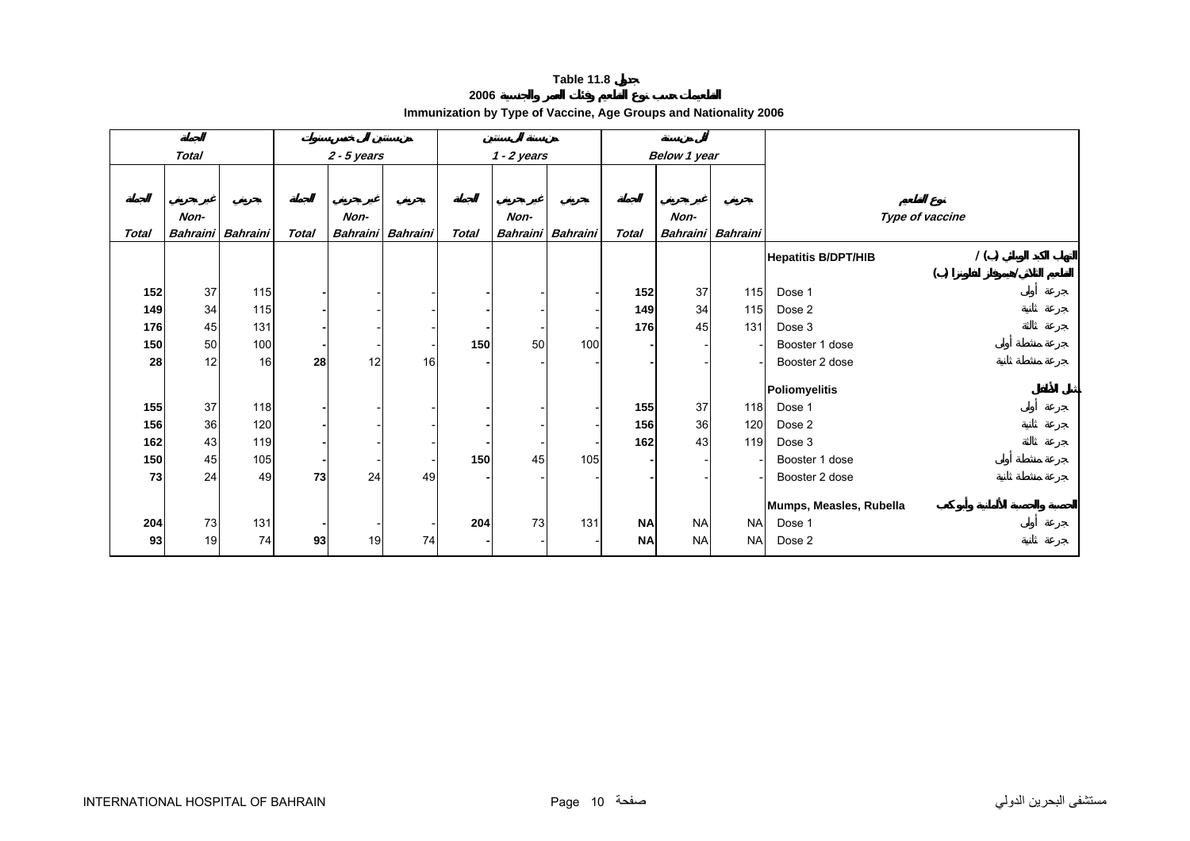**Table 11.8 جدول**

**التطعيمات حسب نوع التطعيم وفئات العمر والجنسية 2006**

**Immunization by Type of Vaccine, Age Groups and Nationality 2006**

| الجملة Total | | | من سنتين الى خمس سنوات 2 - 5 years | | | من سنة الى سنتين 1 - 2 years | | | أقل من سنة Below 1 year | | | | |
|---|---|---|---|---|---|---|---|---|---|---|---|---|---|
| الجملة Total | غير بحريني Non-Bahraini | بحريني Bahraini | الجملة Total | غير بحريني Non-Bahraini | بحريني Bahraini | الجملة Total | غير بحريني Non-Bahraini | بحريني Bahraini | الجملة Total | غير بحريني Non-Bahraini | بحريني Bahraini | Type of vaccine | نوع التطعيم |
| | | | | | | | | | | | | **Hepatitis B/DPT/HIB** | التهاب الكبد الوبائي (ب) / الثلاثي/هيموفلز انفلونزا (ب) |
| **152** | 37 | 115 | **-** | - | - | **-** | - | - | **152** | 37 | 115 | Dose 1 | جرعة أولى |
| **149** | 34 | 115 | **-** | - | - | **-** | - | - | **149** | 34 | 115 | Dose 2 | جرعة ثانية |
| **176** | 45 | 131 | **-** | - | - | **-** | - | - | **176** | 45 | 131 | Dose 3 | جرعة ثالثة |
| **150** | 50 | 100 | **-** | - | - | **150** | 50 | 100 | **-** | - | - | Booster 1 dose | جرعة منشطة أولى |
| **28** | 12 | 16 | **28** | 12 | 16 | **-** | - | - | **-** | - | - | Booster 2 dose | جرعة منشطة ثانية |
| | | | | | | | | | | | | **Poliomyelitis** | شلل الأطفال |
| **155** | 37 | 118 | **-** | - | - | **-** | - | - | **155** | 37 | 118 | Dose 1 | جرعة أولى |
| **156** | 36 | 120 | **-** | - | - | **-** | - | - | **156** | 36 | 120 | Dose 2 | جرعة ثانية |
| **162** | 43 | 119 | **-** | - | - | **-** | - | - | **162** | 43 | 119 | Dose 3 | جرعة ثالثة |
| **150** | 45 | 105 | **-** | - | - | **150** | 45 | 105 | **-** | - | - | Booster 1 dose | جرعة منشطة أولى |
| **73** | 24 | 49 | **73** | 24 | 49 | **-** | - | - | **-** | - | - | Booster 2 dose | جرعة منشطة ثانية |
| | | | | | | | | | | | | **Mumps, Measles, Rubella** | الحصبة والحصبة الألمانية وأبو كعب |
| **204** | 73 | 131 | **-** | - | - | **204** | 73 | 131 | **NA** | NA | NA | Dose 1 | جرعة أولى |
| **93** | 19 | 74 | **93** | 19 | 74 | **-** | - | - | **NA** | NA | NA | Dose 2 | جرعة ثانية |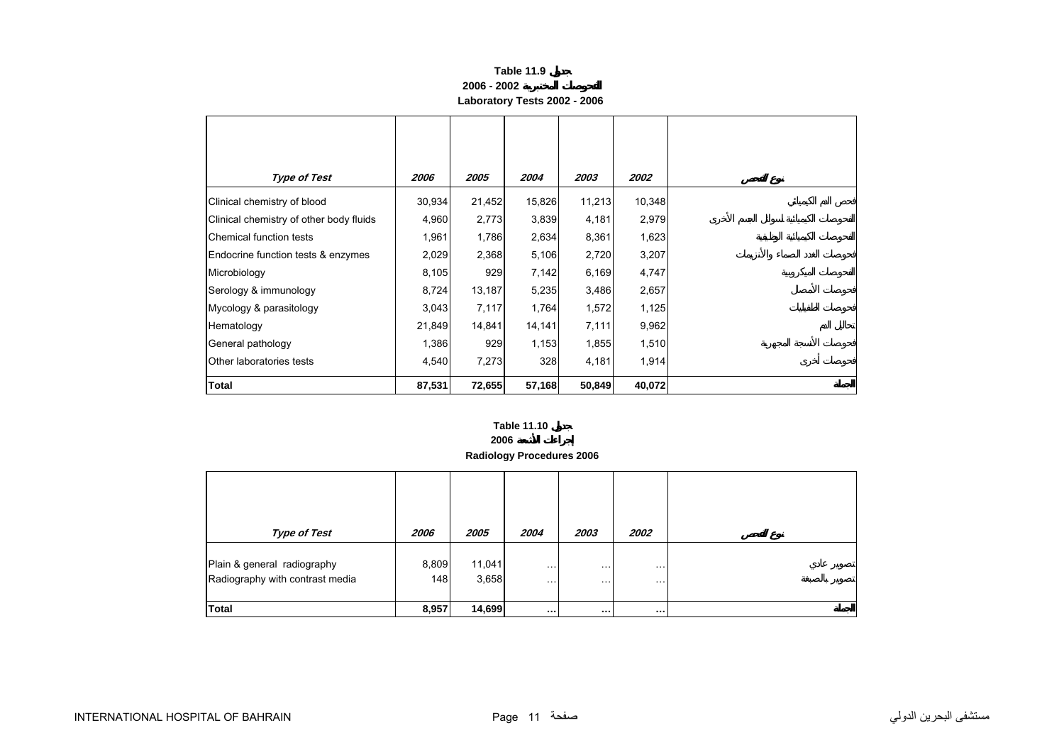**Table 11.9 جدول**

**2006 - 2002 الفحوصات المختبرية**

**Laboratory Tests 2002 - 2006**

| *Type of Test* | *2006* | *2005* | *2004* | *2003* | *2002* | نوع الفحص |
|---|---|---|---|---|---|---|
| Clinical chemistry of blood | 30,934 | 21,452 | 15,826 | 11,213 | 10,348 | فحص الدم الكيميائي |
| Clinical chemistry of other body fluids | 4,960 | 2,773 | 3,839 | 4,181 | 2,979 | الفحوصات الكيميائية لسوائل الجسم الأخرى |
| Chemical function tests | 1,961 | 1,786 | 2,634 | 8,361 | 1,623 | الفحوصات الكيميائية الوظيفية |
| Endocrine function tests & enzymes | 2,029 | 2,368 | 5,106 | 2,720 | 3,207 | فحوصات الغدد الصماء والأنزيمات |
| Microbiology | 8,105 | 929 | 7,142 | 6,169 | 4,747 | الفحوصات الميكروبية |
| Serology & immunology | 8,724 | 13,187 | 5,235 | 3,486 | 2,657 | فحوصات الأمصال |
| Mycology & parasitology | 3,043 | 7,117 | 1,764 | 1,572 | 1,125 | فحوصات الطفيليات |
| Hematology | 21,849 | 14,841 | 14,141 | 7,111 | 9,962 | تحاليل الدم |
| General pathology | 1,386 | 929 | 1,153 | 1,855 | 1,510 | فحوصات الأنسجة المجهرية |
| Other laboratories tests | 4,540 | 7,273 | 328 | 4,181 | 1,914 | فحوصات أخرى |
| **Total** | **87,531** | **72,655** | **57,168** | **50,849** | **40,072** | **الجملة** |

**Table 11.10 جدول**

**2006 إجراءات الأشعة**

**Radiology Procedures 2006**

| *Type of Test* | *2006* | *2005* | *2004* | *2003* | *2002* | نوع الفحص |
|---|---|---|---|---|---|---|
| Plain & general radiography | 8,809 | 11,041 | ... | ... | ... | تصوير عادي |
| Radiography with contrast media | 148 | 3,658 | ... | ... | ... | تصوير بالصبغة |
| **Total** | **8,957** | **14,699** | **...** | **...** | **...** | **الجملة** |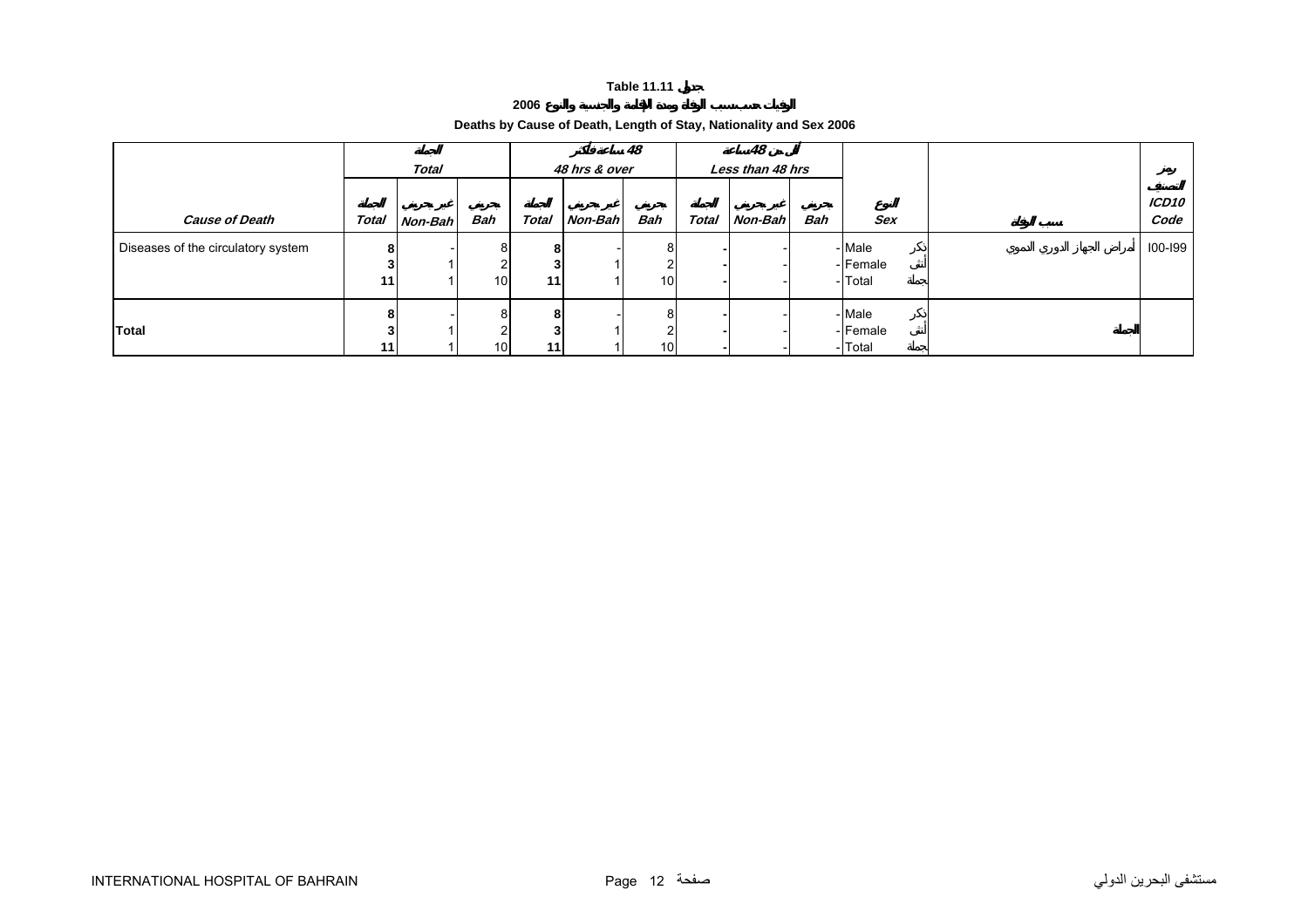**Table 11.11 جدول**

**الوفيات حسب سبب الوفاة ومدة الإقامة والجنسية والنوع 2006**

**Deaths by Cause of Death, Length of Stay, Nationality and Sex 2006**

| | الجملة Total | | | 48 ساعة فأكثر 48 hrs & over | | | أقل من 48 ساعة Less than 48 hrs | | | | | |
|---|---|---|---|---|---|---|---|---|---|---|---|---|
| **Cause of Death** | الجملة Total | غير بحريني Non-Bah | بحريني Bah | الجملة Total | غير بحريني Non-Bah | بحريني Bah | الجملة Total | غير بحريني Non-Bah | بحريني Bah | النوع Sex | سبب الوفاة | رمز التصنيف ICD10 Code |
| Diseases of the circulatory system | 8 | - | 8 | 8 | - | 8 | - | - | - | Male ذكر | أمراض الجهاز الدوري الدموي | I00-I99 |
| | 3 | 1 | 2 | 3 | 1 | 2 | - | - | - | Female أنثى | | |
| | 11 | 1 | 10 | 11 | 1 | 10 | - | - | - | Total جملة | | |
| **Total** | 8 | - | 8 | 8 | - | 8 | - | - | - | Male ذكر | الجملة | |
| | 3 | 1 | 2 | 3 | 1 | 2 | - | - | - | Female أنثى | | |
| | 11 | 1 | 10 | 11 | 1 | 10 | - | - | - | Total جملة | | |

INTERNATIONAL HOSPITAL OF BAHRAIN مستشفى البحرين الدولي